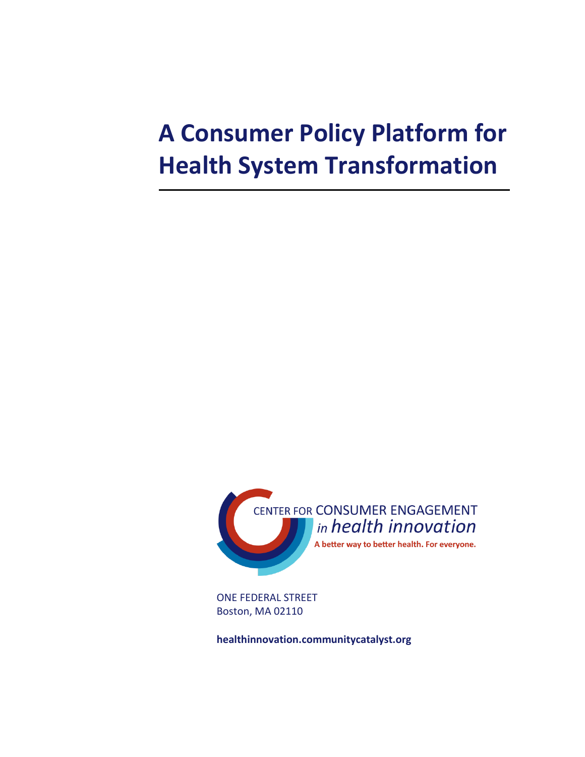# A Consumer Policy Platform for Health System Transformation

CENTER FOR CONSUMER ENGAGEMENT *in health innovation*

**A better way to better health. For everyone.**

ONE FEDERAL STREET
Boston, MA 02110

**healthinnovation.communitycatalyst.org**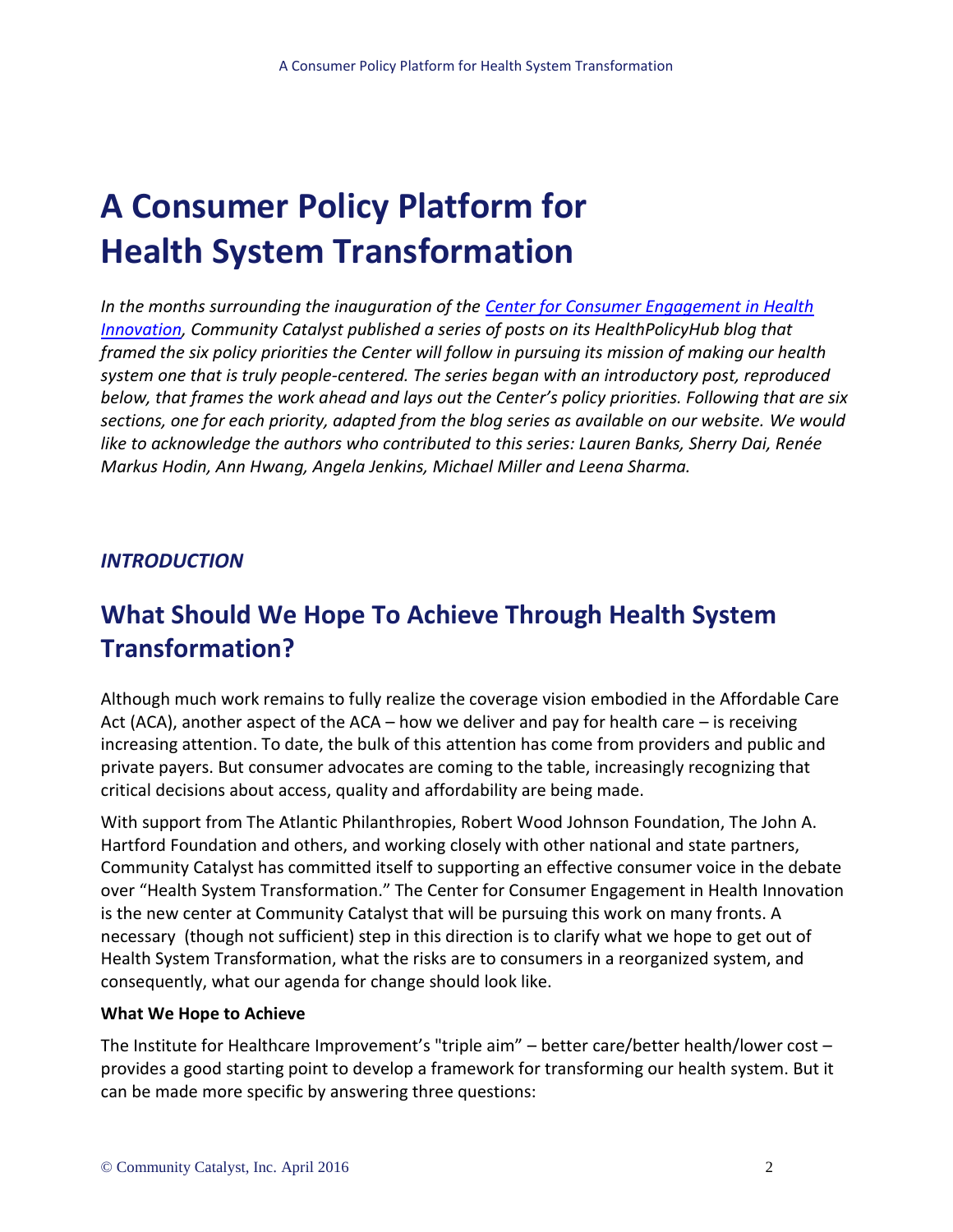# A Consumer Policy Platform for Health System Transformation

*In the months surrounding the inauguration of the [Center for Consumer Engagement in Health Innovation](), Community Catalyst published a series of posts on its HealthPolicyHub blog that framed the six policy priorities the Center will follow in pursuing its mission of making our health system one that is truly people-centered. The series began with an introductory post, reproduced below, that frames the work ahead and lays out the Center's policy priorities. Following that are six sections, one for each priority, adapted from the blog series as available on our website. We would like to acknowledge the authors who contributed to this series: Lauren Banks, Sherry Dai, Renée Markus Hodin, Ann Hwang, Angela Jenkins, Michael Miller and Leena Sharma.*

### *INTRODUCTION*

## What Should We Hope To Achieve Through Health System Transformation?

Although much work remains to fully realize the coverage vision embodied in the Affordable Care Act (ACA), another aspect of the ACA – how we deliver and pay for health care – is receiving increasing attention. To date, the bulk of this attention has come from providers and public and private payers. But consumer advocates are coming to the table, increasingly recognizing that critical decisions about access, quality and affordability are being made.

With support from The Atlantic Philanthropies, Robert Wood Johnson Foundation, The John A. Hartford Foundation and others, and working closely with other national and state partners, Community Catalyst has committed itself to supporting an effective consumer voice in the debate over "Health System Transformation." The Center for Consumer Engagement in Health Innovation is the new center at Community Catalyst that will be pursuing this work on many fronts. A necessary (though not sufficient) step in this direction is to clarify what we hope to get out of Health System Transformation, what the risks are to consumers in a reorganized system, and consequently, what our agenda for change should look like.

**What We Hope to Achieve**

The Institute for Healthcare Improvement's "triple aim" – better care/better health/lower cost – provides a good starting point to develop a framework for transforming our health system. But it can be made more specific by answering three questions: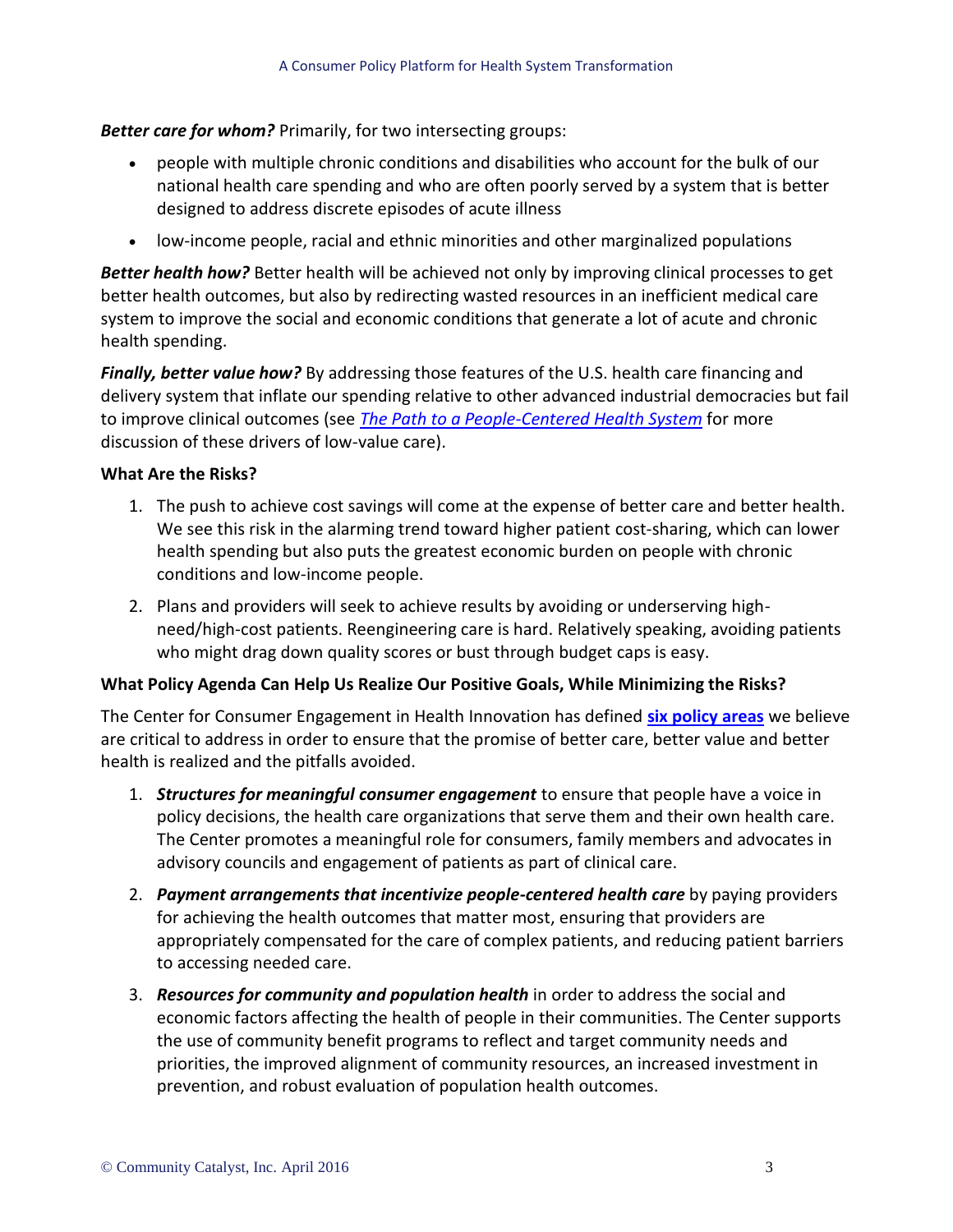***Better care for whom?*** Primarily, for two intersecting groups:

- people with multiple chronic conditions and disabilities who account for the bulk of our national health care spending and who are often poorly served by a system that is better designed to address discrete episodes of acute illness
- low-income people, racial and ethnic minorities and other marginalized populations

***Better health how?*** Better health will be achieved not only by improving clinical processes to get better health outcomes, but also by redirecting wasted resources in an inefficient medical care system to improve the social and economic conditions that generate a lot of acute and chronic health spending.

***Finally, better value how?*** By addressing those features of the U.S. health care financing and delivery system that inflate our spending relative to other advanced industrial democracies but fail to improve clinical outcomes (see *The Path to a People-Centered Health System* for more discussion of these drivers of low-value care).

**What Are the Risks?**

1. The push to achieve cost savings will come at the expense of better care and better health. We see this risk in the alarming trend toward higher patient cost-sharing, which can lower health spending but also puts the greatest economic burden on people with chronic conditions and low-income people.
2. Plans and providers will seek to achieve results by avoiding or underserving high-need/high-cost patients. Reengineering care is hard. Relatively speaking, avoiding patients who might drag down quality scores or bust through budget caps is easy.

**What Policy Agenda Can Help Us Realize Our Positive Goals, While Minimizing the Risks?**

The Center for Consumer Engagement in Health Innovation has defined **six policy areas** we believe are critical to address in order to ensure that the promise of better care, better value and better health is realized and the pitfalls avoided.

1. ***Structures for meaningful consumer engagement*** to ensure that people have a voice in policy decisions, the health care organizations that serve them and their own health care. The Center promotes a meaningful role for consumers, family members and advocates in advisory councils and engagement of patients as part of clinical care.
2. ***Payment arrangements that incentivize people-centered health care*** by paying providers for achieving the health outcomes that matter most, ensuring that providers are appropriately compensated for the care of complex patients, and reducing patient barriers to accessing needed care.
3. ***Resources for community and population health*** in order to address the social and economic factors affecting the health of people in their communities. The Center supports the use of community benefit programs to reflect and target community needs and priorities, the improved alignment of community resources, an increased investment in prevention, and robust evaluation of population health outcomes.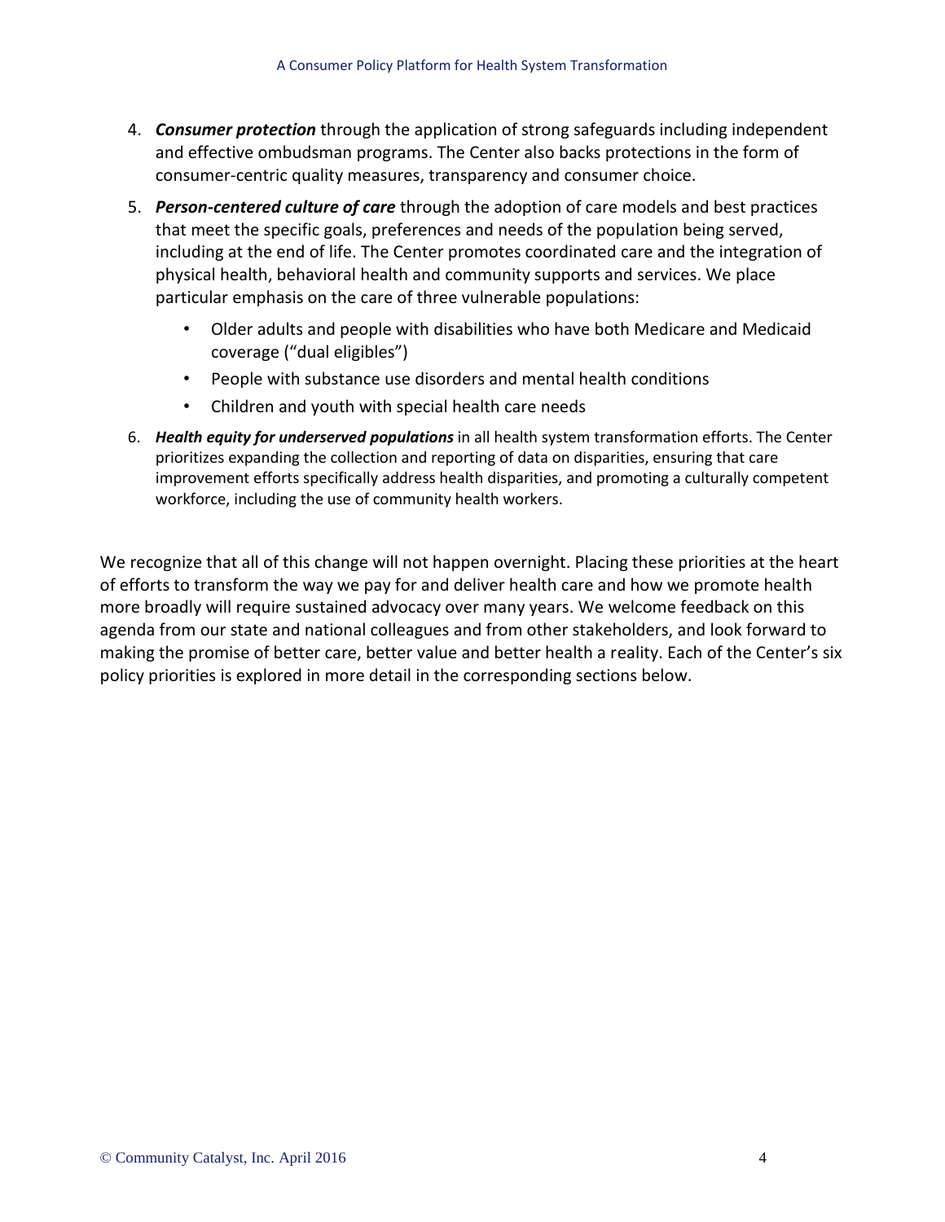4. ***Consumer protection*** through the application of strong safeguards including independent and effective ombudsman programs. The Center also backs protections in the form of consumer-centric quality measures, transparency and consumer choice.
5. ***Person-centered culture of care*** through the adoption of care models and best practices that meet the specific goals, preferences and needs of the population being served, including at the end of life. The Center promotes coordinated care and the integration of physical health, behavioral health and community supports and services. We place particular emphasis on the care of three vulnerable populations:
   - Older adults and people with disabilities who have both Medicare and Medicaid coverage ("dual eligibles")
   - People with substance use disorders and mental health conditions
   - Children and youth with special health care needs
6. ***Health equity for underserved populations*** in all health system transformation efforts. The Center prioritizes expanding the collection and reporting of data on disparities, ensuring that care improvement efforts specifically address health disparities, and promoting a culturally competent workforce, including the use of community health workers.

We recognize that all of this change will not happen overnight. Placing these priorities at the heart of efforts to transform the way we pay for and deliver health care and how we promote health more broadly will require sustained advocacy over many years. We welcome feedback on this agenda from our state and national colleagues and from other stakeholders, and look forward to making the promise of better care, better value and better health a reality. Each of the Center's six policy priorities is explored in more detail in the corresponding sections below.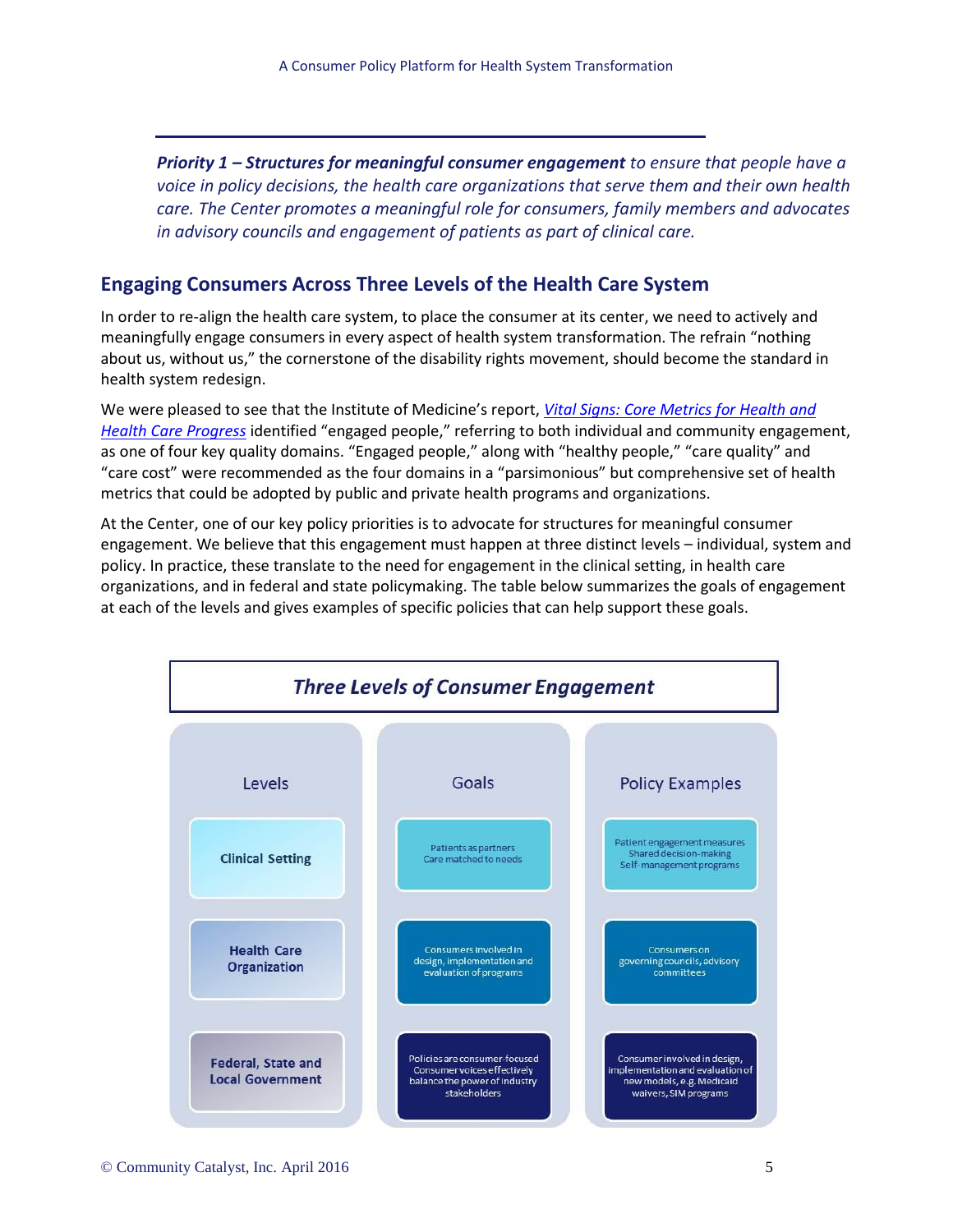**_Priority 1 – Structures for meaningful consumer engagement_** *to ensure that people have a voice in policy decisions, the health care organizations that serve them and their own health care. The Center promotes a meaningful role for consumers, family members and advocates in advisory councils and engagement of patients as part of clinical care.*

## Engaging Consumers Across Three Levels of the Health Care System

In order to re-align the health care system, to place the consumer at its center, we need to actively and meaningfully engage consumers in every aspect of health system transformation. The refrain "nothing about us, without us," the cornerstone of the disability rights movement, should become the standard in health system redesign.

We were pleased to see that the Institute of Medicine's report, *Vital Signs: Core Metrics for Health and Health Care Progress* identified "engaged people," referring to both individual and community engagement, as one of four key quality domains. "Engaged people," along with "healthy people," "care quality" and "care cost" were recommended as the four domains in a "parsimonious" but comprehensive set of health metrics that could be adopted by public and private health programs and organizations.

At the Center, one of our key policy priorities is to advocate for structures for meaningful consumer engagement. We believe that this engagement must happen at three distinct levels – individual, system and policy. In practice, these translate to the need for engagement in the clinical setting, in health care organizations, and in federal and state policymaking. The table below summarizes the goals of engagement at each of the levels and gives examples of specific policies that can help support these goals.

**_Three Levels of Consumer Engagement_**

| Levels | Goals | Policy Examples |
|---|---|---|
| Clinical Setting | Patients as partners<br>Care matched to needs | Patient engagement measures<br>Shared decision-making<br>Self-management programs |
| Health Care Organization | Consumers involved in design, implementation and evaluation of programs | Consumers on governing councils, advisory committees |
| Federal, State and Local Government | Policies are consumer-focused<br>Consumer voices effectively balance the power of industry stakeholders | Consumer involved in design, implementation and evaluation of new models, e.g. Medicaid waivers, SIM programs |

© Community Catalyst, Inc. April 2016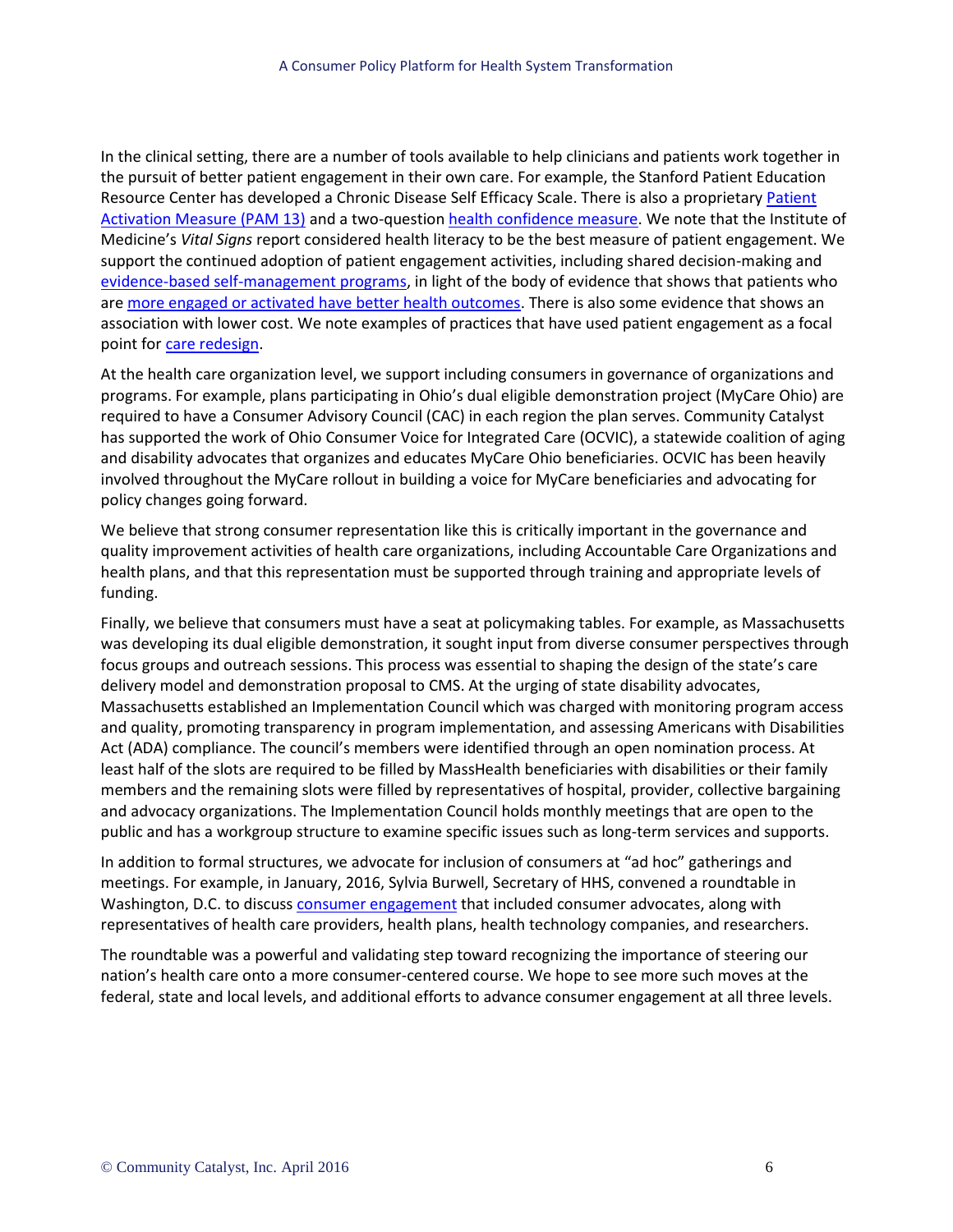In the clinical setting, there are a number of tools available to help clinicians and patients work together in the pursuit of better patient engagement in their own care. For example, the Stanford Patient Education Resource Center has developed a Chronic Disease Self Efficacy Scale. There is also a proprietary Patient Activation Measure (PAM 13) and a two-question health confidence measure. We note that the Institute of Medicine's *Vital Signs* report considered health literacy to be the best measure of patient engagement. We support the continued adoption of patient engagement activities, including shared decision-making and evidence-based self-management programs, in light of the body of evidence that shows that patients who are more engaged or activated have better health outcomes. There is also some evidence that shows an association with lower cost. We note examples of practices that have used patient engagement as a focal point for care redesign.

At the health care organization level, we support including consumers in governance of organizations and programs. For example, plans participating in Ohio's dual eligible demonstration project (MyCare Ohio) are required to have a Consumer Advisory Council (CAC) in each region the plan serves. Community Catalyst has supported the work of Ohio Consumer Voice for Integrated Care (OCVIC), a statewide coalition of aging and disability advocates that organizes and educates MyCare Ohio beneficiaries. OCVIC has been heavily involved throughout the MyCare rollout in building a voice for MyCare beneficiaries and advocating for policy changes going forward.

We believe that strong consumer representation like this is critically important in the governance and quality improvement activities of health care organizations, including Accountable Care Organizations and health plans, and that this representation must be supported through training and appropriate levels of funding.

Finally, we believe that consumers must have a seat at policymaking tables. For example, as Massachusetts was developing its dual eligible demonstration, it sought input from diverse consumer perspectives through focus groups and outreach sessions. This process was essential to shaping the design of the state's care delivery model and demonstration proposal to CMS. At the urging of state disability advocates, Massachusetts established an Implementation Council which was charged with monitoring program access and quality, promoting transparency in program implementation, and assessing Americans with Disabilities Act (ADA) compliance. The council's members were identified through an open nomination process. At least half of the slots are required to be filled by MassHealth beneficiaries with disabilities or their family members and the remaining slots were filled by representatives of hospital, provider, collective bargaining and advocacy organizations. The Implementation Council holds monthly meetings that are open to the public and has a workgroup structure to examine specific issues such as long-term services and supports.

In addition to formal structures, we advocate for inclusion of consumers at "ad hoc" gatherings and meetings. For example, in January, 2016, Sylvia Burwell, Secretary of HHS, convened a roundtable in Washington, D.C. to discuss consumer engagement that included consumer advocates, along with representatives of health care providers, health plans, health technology companies, and researchers.

The roundtable was a powerful and validating step toward recognizing the importance of steering our nation's health care onto a more consumer-centered course. We hope to see more such moves at the federal, state and local levels, and additional efforts to advance consumer engagement at all three levels.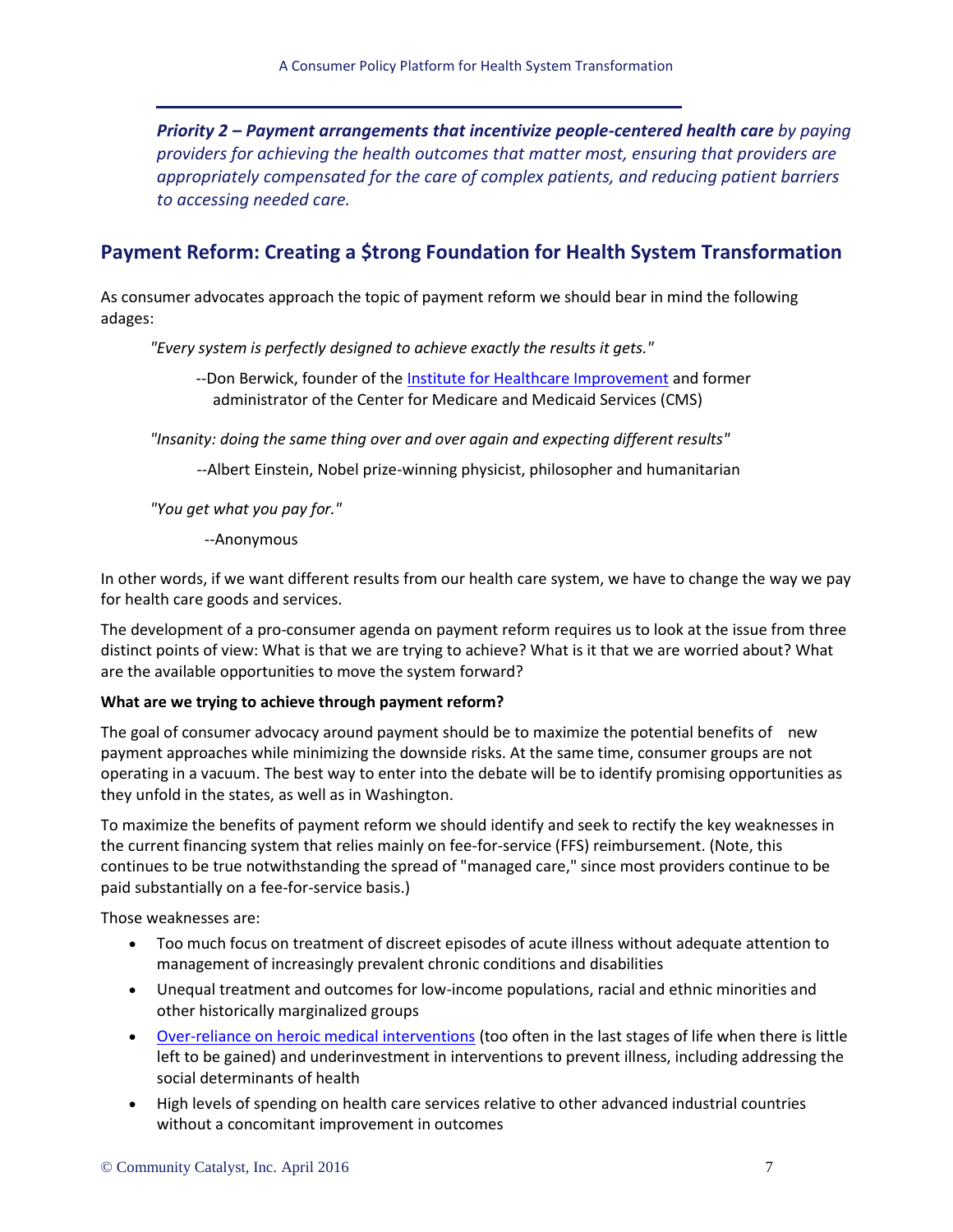***Priority 2 – Payment arrangements that incentivize people-centered health care*** *by paying providers for achieving the health outcomes that matter most, ensuring that providers are appropriately compensated for the care of complex patients, and reducing patient barriers to accessing needed care.*

## Payment Reform: Creating a $trong Foundation for Health System Transformation

As consumer advocates approach the topic of payment reform we should bear in mind the following adages:

*"Every system is perfectly designed to achieve exactly the results it gets."*

--Don Berwick, founder of the Institute for Healthcare Improvement and former administrator of the Center for Medicare and Medicaid Services (CMS)

*"Insanity: doing the same thing over and over again and expecting different results"*

--Albert Einstein, Nobel prize-winning physicist, philosopher and humanitarian

*"You get what you pay for."*

--Anonymous

In other words, if we want different results from our health care system, we have to change the way we pay for health care goods and services.

The development of a pro-consumer agenda on payment reform requires us to look at the issue from three distinct points of view: What is that we are trying to achieve? What is it that we are worried about? What are the available opportunities to move the system forward?

**What are we trying to achieve through payment reform?**

The goal of consumer advocacy around payment should be to maximize the potential benefits of new payment approaches while minimizing the downside risks. At the same time, consumer groups are not operating in a vacuum. The best way to enter into the debate will be to identify promising opportunities as they unfold in the states, as well as in Washington.

To maximize the benefits of payment reform we should identify and seek to rectify the key weaknesses in the current financing system that relies mainly on fee-for-service (FFS) reimbursement. (Note, this continues to be true notwithstanding the spread of "managed care," since most providers continue to be paid substantially on a fee-for-service basis.)

Those weaknesses are:

- Too much focus on treatment of discreet episodes of acute illness without adequate attention to management of increasingly prevalent chronic conditions and disabilities
- Unequal treatment and outcomes for low-income populations, racial and ethnic minorities and other historically marginalized groups
- Over-reliance on heroic medical interventions (too often in the last stages of life when there is little left to be gained) and underinvestment in interventions to prevent illness, including addressing the social determinants of health
- High levels of spending on health care services relative to other advanced industrial countries without a concomitant improvement in outcomes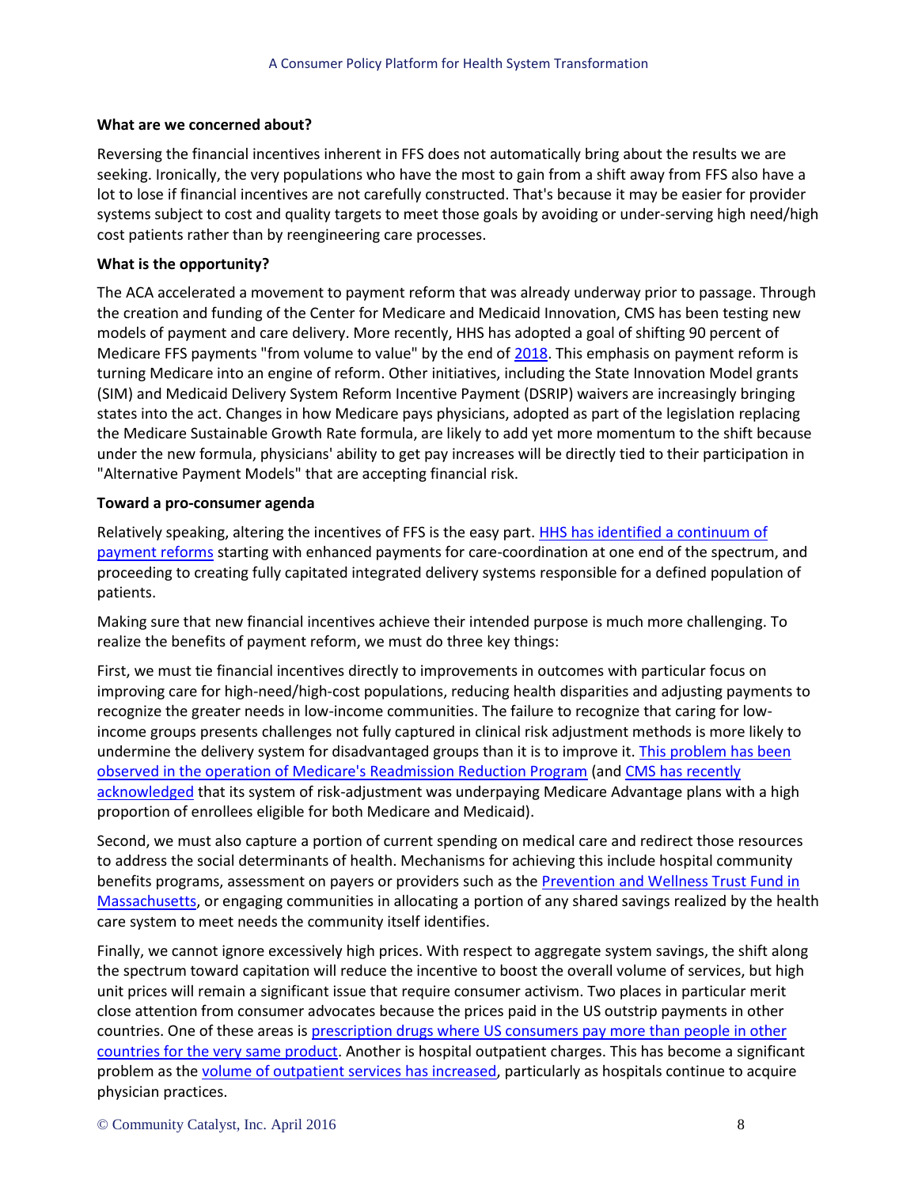**What are we concerned about?**

Reversing the financial incentives inherent in FFS does not automatically bring about the results we are seeking. Ironically, the very populations who have the most to gain from a shift away from FFS also have a lot to lose if financial incentives are not carefully constructed. That's because it may be easier for provider systems subject to cost and quality targets to meet those goals by avoiding or under-serving high need/high cost patients rather than by reengineering care processes.

**What is the opportunity?**

The ACA accelerated a movement to payment reform that was already underway prior to passage. Through the creation and funding of the Center for Medicare and Medicaid Innovation, CMS has been testing new models of payment and care delivery. More recently, HHS has adopted a goal of shifting 90 percent of Medicare FFS payments "from volume to value" by the end of 2018. This emphasis on payment reform is turning Medicare into an engine of reform. Other initiatives, including the State Innovation Model grants (SIM) and Medicaid Delivery System Reform Incentive Payment (DSRIP) waivers are increasingly bringing states into the act. Changes in how Medicare pays physicians, adopted as part of the legislation replacing the Medicare Sustainable Growth Rate formula, are likely to add yet more momentum to the shift because under the new formula, physicians' ability to get pay increases will be directly tied to their participation in "Alternative Payment Models" that are accepting financial risk.

**Toward a pro-consumer agenda**

Relatively speaking, altering the incentives of FFS is the easy part. HHS has identified a continuum of payment reforms starting with enhanced payments for care-coordination at one end of the spectrum, and proceeding to creating fully capitated integrated delivery systems responsible for a defined population of patients.

Making sure that new financial incentives achieve their intended purpose is much more challenging. To realize the benefits of payment reform, we must do three key things:

First, we must tie financial incentives directly to improvements in outcomes with particular focus on improving care for high-need/high-cost populations, reducing health disparities and adjusting payments to recognize the greater needs in low-income communities. The failure to recognize that caring for low-income groups presents challenges not fully captured in clinical risk adjustment methods is more likely to undermine the delivery system for disadvantaged groups than it is to improve it. This problem has been observed in the operation of Medicare's Readmission Reduction Program (and CMS has recently acknowledged that its system of risk-adjustment was underpaying Medicare Advantage plans with a high proportion of enrollees eligible for both Medicare and Medicaid).

Second, we must also capture a portion of current spending on medical care and redirect those resources to address the social determinants of health. Mechanisms for achieving this include hospital community benefits programs, assessment on payers or providers such as the Prevention and Wellness Trust Fund in Massachusetts, or engaging communities in allocating a portion of any shared savings realized by the health care system to meet needs the community itself identifies.

Finally, we cannot ignore excessively high prices. With respect to aggregate system savings, the shift along the spectrum toward capitation will reduce the incentive to boost the overall volume of services, but high unit prices will remain a significant issue that require consumer activism. Two places in particular merit close attention from consumer advocates because the prices paid in the US outstrip payments in other countries. One of these areas is prescription drugs where US consumers pay more than people in other countries for the very same product. Another is hospital outpatient charges. This has become a significant problem as the volume of outpatient services has increased, particularly as hospitals continue to acquire physician practices.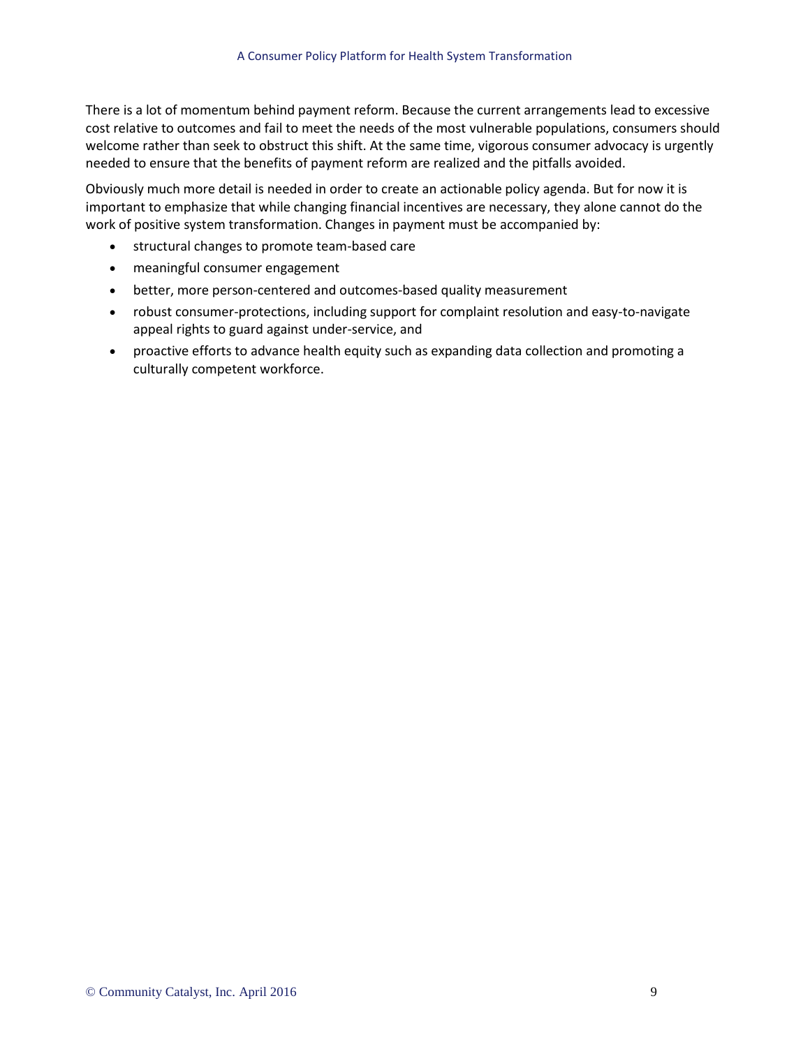There is a lot of momentum behind payment reform. Because the current arrangements lead to excessive cost relative to outcomes and fail to meet the needs of the most vulnerable populations, consumers should welcome rather than seek to obstruct this shift. At the same time, vigorous consumer advocacy is urgently needed to ensure that the benefits of payment reform are realized and the pitfalls avoided.

Obviously much more detail is needed in order to create an actionable policy agenda. But for now it is important to emphasize that while changing financial incentives are necessary, they alone cannot do the work of positive system transformation. Changes in payment must be accompanied by:

- structural changes to promote team-based care
- meaningful consumer engagement
- better, more person-centered and outcomes-based quality measurement
- robust consumer-protections, including support for complaint resolution and easy-to-navigate appeal rights to guard against under-service, and
- proactive efforts to advance health equity such as expanding data collection and promoting a culturally competent workforce.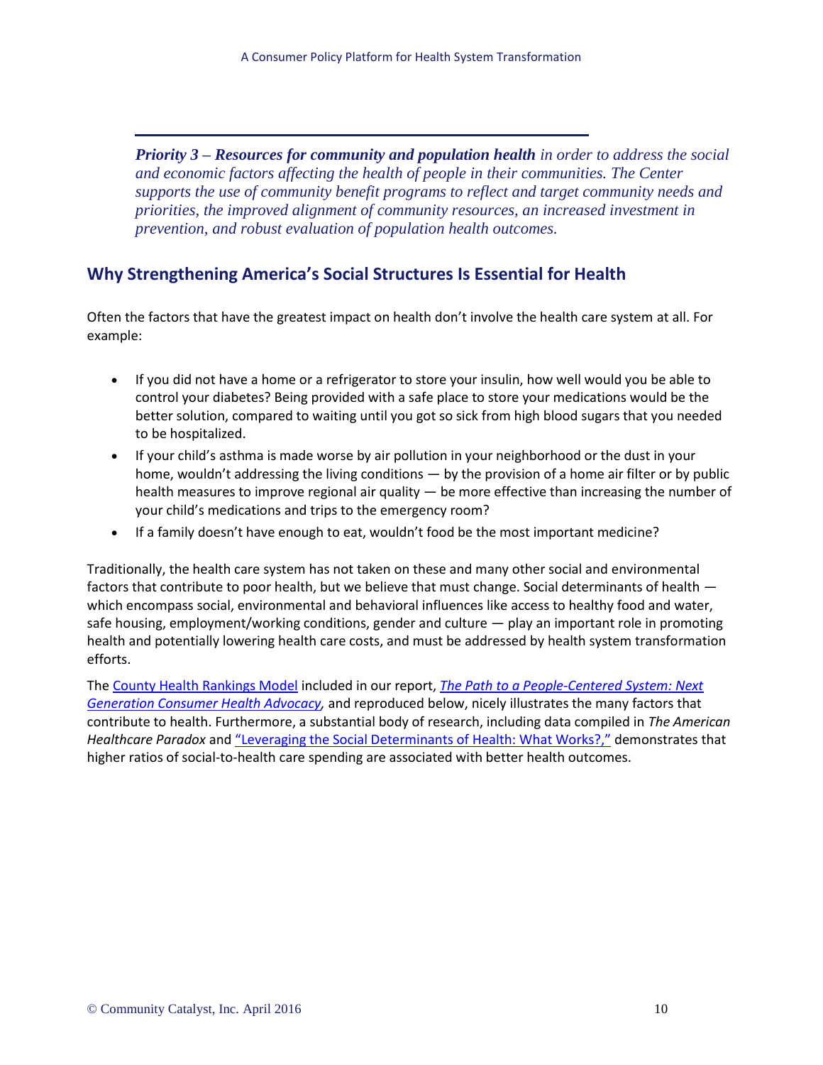***Priority 3 – Resources for community and population health** in order to address the social and economic factors affecting the health of people in their communities. The Center supports the use of community benefit programs to reflect and target community needs and priorities, the improved alignment of community resources, an increased investment in prevention, and robust evaluation of population health outcomes.*

## Why Strengthening America's Social Structures Is Essential for Health

Often the factors that have the greatest impact on health don't involve the health care system at all. For example:

- If you did not have a home or a refrigerator to store your insulin, how well would you be able to control your diabetes? Being provided with a safe place to store your medications would be the better solution, compared to waiting until you got so sick from high blood sugars that you needed to be hospitalized.
- If your child's asthma is made worse by air pollution in your neighborhood or the dust in your home, wouldn't addressing the living conditions — by the provision of a home air filter or by public health measures to improve regional air quality — be more effective than increasing the number of your child's medications and trips to the emergency room?
- If a family doesn't have enough to eat, wouldn't food be the most important medicine?

Traditionally, the health care system has not taken on these and many other social and environmental factors that contribute to poor health, but we believe that must change. Social determinants of health — which encompass social, environmental and behavioral influences like access to healthy food and water, safe housing, employment/working conditions, gender and culture — play an important role in promoting health and potentially lowering health care costs, and must be addressed by health system transformation efforts.

The County Health Rankings Model included in our report, *The Path to a People-Centered System: Next Generation Consumer Health Advocacy,* and reproduced below, nicely illustrates the many factors that contribute to health. Furthermore, a substantial body of research, including data compiled in *The American Healthcare Paradox* and "Leveraging the Social Determinants of Health: What Works?," demonstrates that higher ratios of social-to-health care spending are associated with better health outcomes.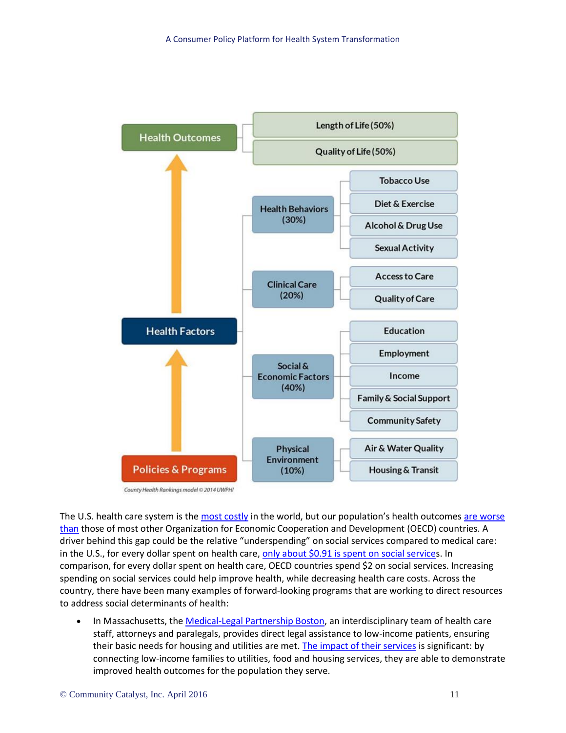- Health Outcomes
  - Length of Life (50%)
  - Quality of Life (50%)
- Health Factors
  - Health Behaviors (30%)
    - Tobacco Use
    - Diet & Exercise
    - Alcohol & Drug Use
    - Sexual Activity
  - Clinical Care (20%)
    - Access to Care
    - Quality of Care
  - Social & Economic Factors (40%)
    - Education
    - Employment
    - Income
    - Family & Social Support
    - Community Safety
  - Physical Environment (10%)
    - Air & Water Quality
    - Housing & Transit
- Policies & Programs

*County Health Rankings model © 2014 UWPHI*

The U.S. health care system is the most costly in the world, but our population's health outcomes are worse than those of most other Organization for Economic Cooperation and Development (OECD) countries. A driver behind this gap could be the relative "underspending" on social services compared to medical care: in the U.S., for every dollar spent on health care, only about $0.91 is spent on social services. In comparison, for every dollar spent on health care, OECD countries spend $2 on social services. Increasing spending on social services could help improve health, while decreasing health care costs. Across the country, there have been many examples of forward-looking programs that are working to direct resources to address social determinants of health:

- In Massachusetts, the Medical-Legal Partnership Boston, an interdisciplinary team of health care staff, attorneys and paralegals, provides direct legal assistance to low-income patients, ensuring their basic needs for housing and utilities are met. The impact of their services is significant: by connecting low-income families to utilities, food and housing services, they are able to demonstrate improved health outcomes for the population they serve.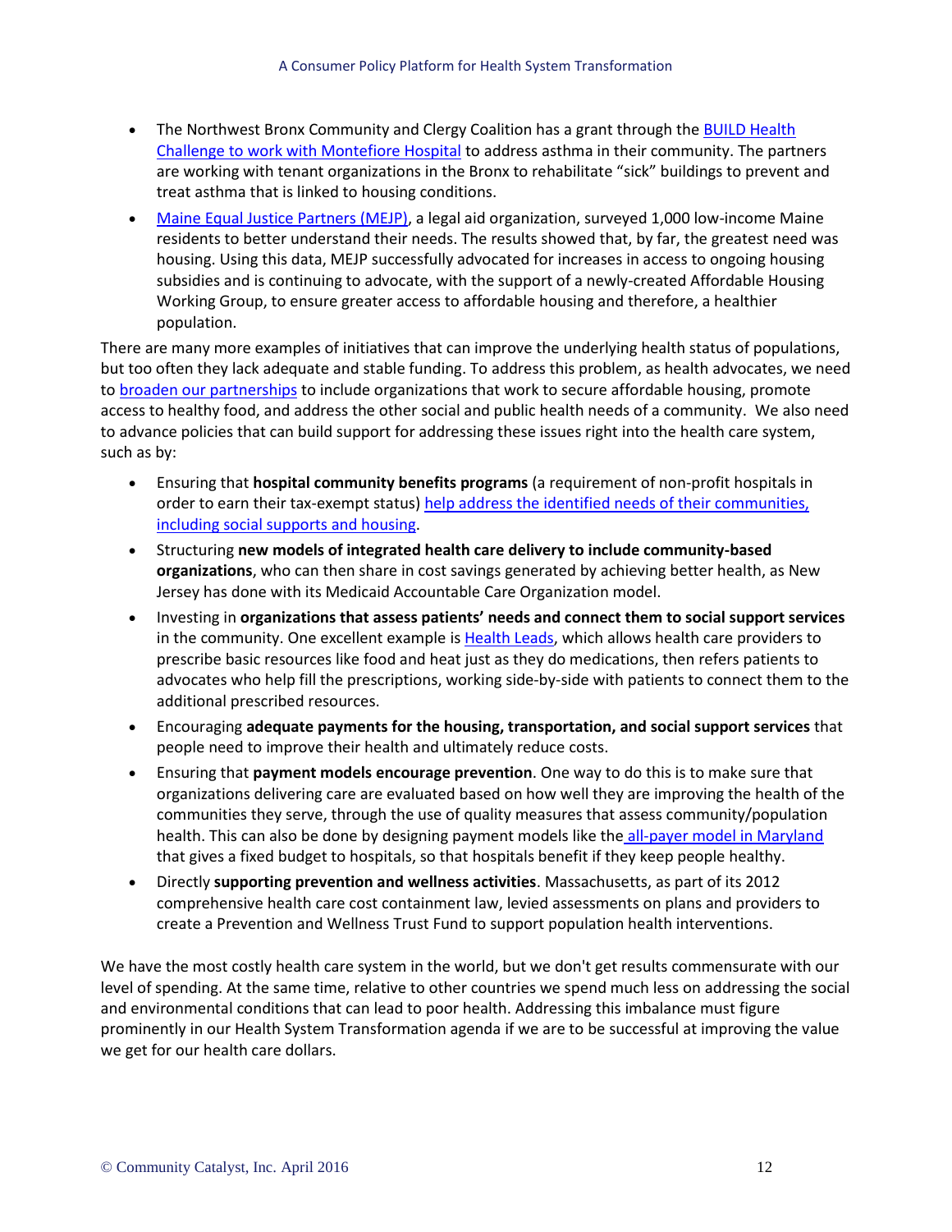- The Northwest Bronx Community and Clergy Coalition has a grant through the BUILD Health Challenge to work with Montefiore Hospital to address asthma in their community. The partners are working with tenant organizations in the Bronx to rehabilitate "sick" buildings to prevent and treat asthma that is linked to housing conditions.
- Maine Equal Justice Partners (MEJP), a legal aid organization, surveyed 1,000 low-income Maine residents to better understand their needs. The results showed that, by far, the greatest need was housing. Using this data, MEJP successfully advocated for increases in access to ongoing housing subsidies and is continuing to advocate, with the support of a newly-created Affordable Housing Working Group, to ensure greater access to affordable housing and therefore, a healthier population.

There are many more examples of initiatives that can improve the underlying health status of populations, but too often they lack adequate and stable funding. To address this problem, as health advocates, we need to broaden our partnerships to include organizations that work to secure affordable housing, promote access to healthy food, and address the other social and public health needs of a community. We also need to advance policies that can build support for addressing these issues right into the health care system, such as by:

- Ensuring that **hospital community benefits programs** (a requirement of non-profit hospitals in order to earn their tax-exempt status) help address the identified needs of their communities, including social supports and housing.
- Structuring **new models of integrated health care delivery to include community-based organizations**, who can then share in cost savings generated by achieving better health, as New Jersey has done with its Medicaid Accountable Care Organization model.
- Investing in **organizations that assess patients' needs and connect them to social support services** in the community. One excellent example is Health Leads, which allows health care providers to prescribe basic resources like food and heat just as they do medications, then refers patients to advocates who help fill the prescriptions, working side-by-side with patients to connect them to the additional prescribed resources.
- Encouraging **adequate payments for the housing, transportation, and social support services** that people need to improve their health and ultimately reduce costs.
- Ensuring that **payment models encourage prevention**. One way to do this is to make sure that organizations delivering care are evaluated based on how well they are improving the health of the communities they serve, through the use of quality measures that assess community/population health. This can also be done by designing payment models like the all-payer model in Maryland that gives a fixed budget to hospitals, so that hospitals benefit if they keep people healthy.
- Directly **supporting prevention and wellness activities**. Massachusetts, as part of its 2012 comprehensive health care cost containment law, levied assessments on plans and providers to create a Prevention and Wellness Trust Fund to support population health interventions.

We have the most costly health care system in the world, but we don't get results commensurate with our level of spending. At the same time, relative to other countries we spend much less on addressing the social and environmental conditions that can lead to poor health. Addressing this imbalance must figure prominently in our Health System Transformation agenda if we are to be successful at improving the value we get for our health care dollars.

© Community Catalyst, Inc. April 2016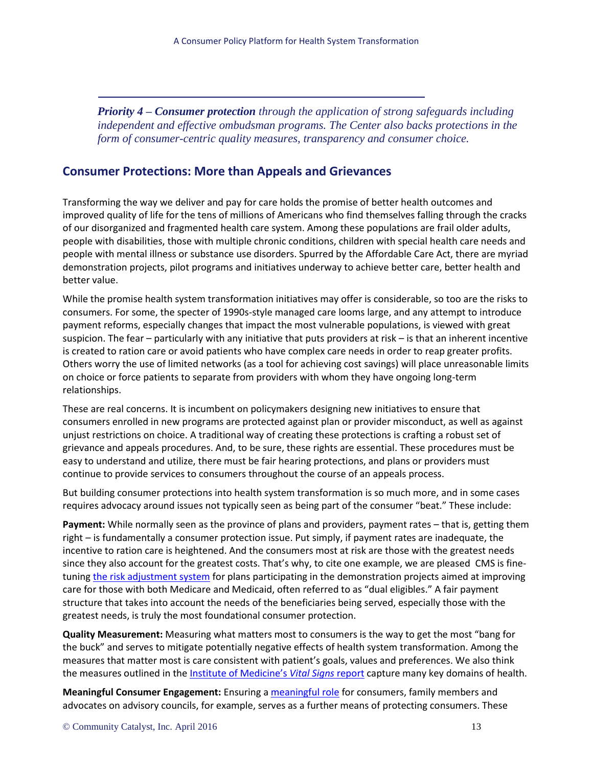***Priority 4 – Consumer protection** through the application of strong safeguards including independent and effective ombudsman programs. The Center also backs protections in the form of consumer-centric quality measures, transparency and consumer choice.*

## Consumer Protections: More than Appeals and Grievances

Transforming the way we deliver and pay for care holds the promise of better health outcomes and improved quality of life for the tens of millions of Americans who find themselves falling through the cracks of our disorganized and fragmented health care system. Among these populations are frail older adults, people with disabilities, those with multiple chronic conditions, children with special health care needs and people with mental illness or substance use disorders. Spurred by the Affordable Care Act, there are myriad demonstration projects, pilot programs and initiatives underway to achieve better care, better health and better value.

While the promise health system transformation initiatives may offer is considerable, so too are the risks to consumers. For some, the specter of 1990s-style managed care looms large, and any attempt to introduce payment reforms, especially changes that impact the most vulnerable populations, is viewed with great suspicion. The fear – particularly with any initiative that puts providers at risk – is that an inherent incentive is created to ration care or avoid patients who have complex care needs in order to reap greater profits. Others worry the use of limited networks (as a tool for achieving cost savings) will place unreasonable limits on choice or force patients to separate from providers with whom they have ongoing long-term relationships.

These are real concerns. It is incumbent on policymakers designing new initiatives to ensure that consumers enrolled in new programs are protected against plan or provider misconduct, as well as against unjust restrictions on choice. A traditional way of creating these protections is crafting a robust set of grievance and appeals procedures. And, to be sure, these rights are essential. These procedures must be easy to understand and utilize, there must be fair hearing protections, and plans or providers must continue to provide services to consumers throughout the course of an appeals process.

But building consumer protections into health system transformation is so much more, and in some cases requires advocacy around issues not typically seen as being part of the consumer "beat." These include:

**Payment:** While normally seen as the province of plans and providers, payment rates – that is, getting them right – is fundamentally a consumer protection issue. Put simply, if payment rates are inadequate, the incentive to ration care is heightened. And the consumers most at risk are those with the greatest needs since they also account for the greatest costs. That's why, to cite one example, we are pleased CMS is fine-tuning the risk adjustment system for plans participating in the demonstration projects aimed at improving care for those with both Medicare and Medicaid, often referred to as "dual eligibles." A fair payment structure that takes into account the needs of the beneficiaries being served, especially those with the greatest needs, is truly the most foundational consumer protection.

**Quality Measurement:** Measuring what matters most to consumers is the way to get the most "bang for the buck" and serves to mitigate potentially negative effects of health system transformation. Among the measures that matter most is care consistent with patient's goals, values and preferences. We also think the measures outlined in the Institute of Medicine's *Vital Signs* report capture many key domains of health.

**Meaningful Consumer Engagement:** Ensuring a meaningful role for consumers, family members and advocates on advisory councils, for example, serves as a further means of protecting consumers. These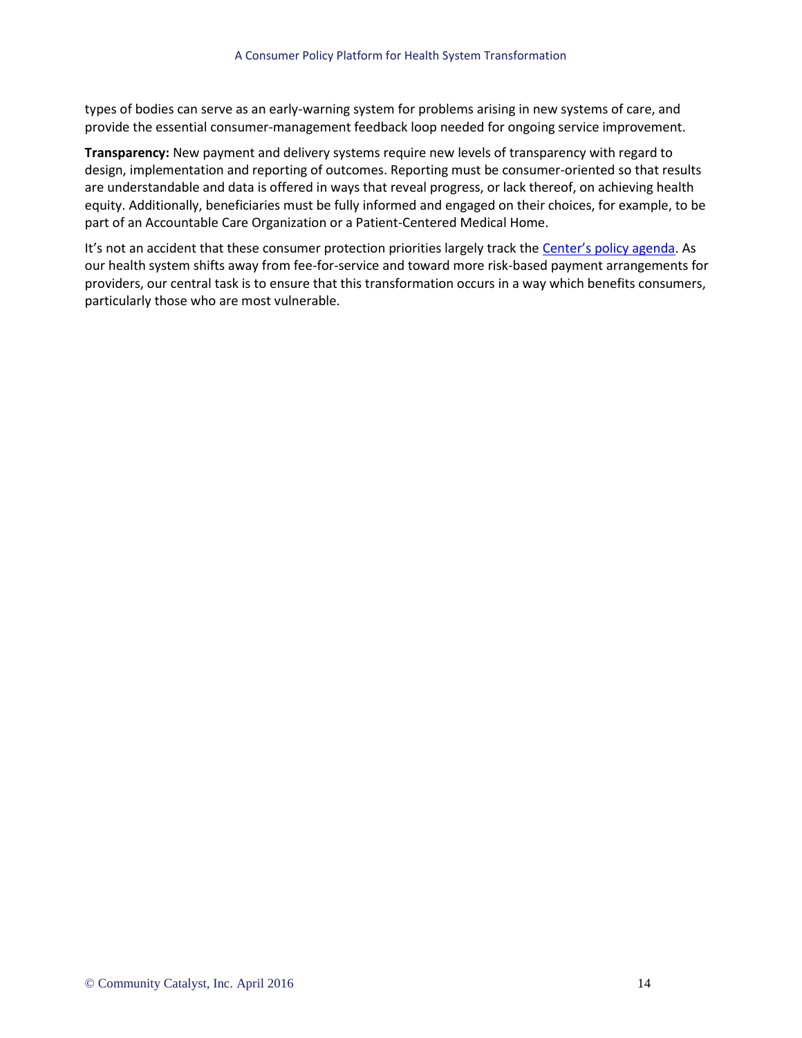types of bodies can serve as an early-warning system for problems arising in new systems of care, and provide the essential consumer-management feedback loop needed for ongoing service improvement.

**Transparency:** New payment and delivery systems require new levels of transparency with regard to design, implementation and reporting of outcomes. Reporting must be consumer-oriented so that results are understandable and data is offered in ways that reveal progress, or lack thereof, on achieving health equity. Additionally, beneficiaries must be fully informed and engaged on their choices, for example, to be part of an Accountable Care Organization or a Patient-Centered Medical Home.

It's not an accident that these consumer protection priorities largely track the Center's policy agenda. As our health system shifts away from fee-for-service and toward more risk-based payment arrangements for providers, our central task is to ensure that this transformation occurs in a way which benefits consumers, particularly those who are most vulnerable.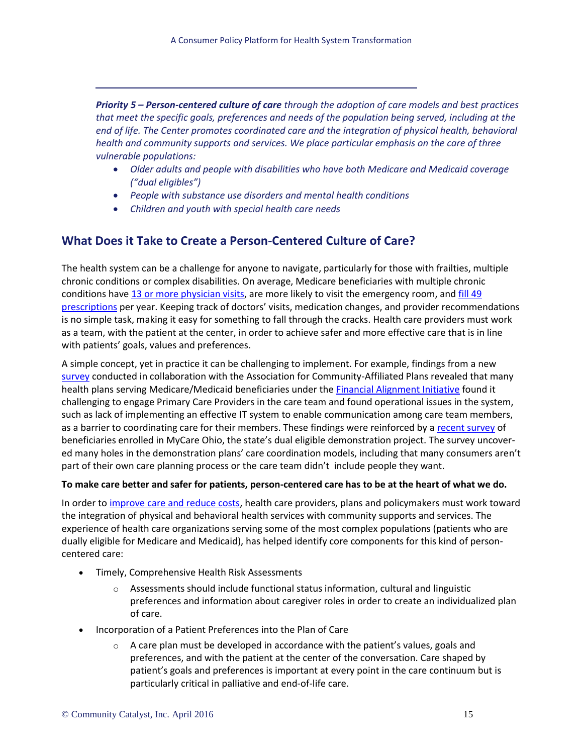***Priority 5 – Person-centered culture of care*** *through the adoption of care models and best practices that meet the specific goals, preferences and needs of the population being served, including at the end of life. The Center promotes coordinated care and the integration of physical health, behavioral health and community supports and services. We place particular emphasis on the care of three vulnerable populations:*

- *Older adults and people with disabilities who have both Medicare and Medicaid coverage ("dual eligibles")*
- *People with substance use disorders and mental health conditions*
- *Children and youth with special health care needs*

## What Does it Take to Create a Person-Centered Culture of Care?

The health system can be a challenge for anyone to navigate, particularly for those with frailties, multiple chronic conditions or complex disabilities. On average, Medicare beneficiaries with multiple chronic conditions have 13 or more physician visits, are more likely to visit the emergency room, and fill 49 prescriptions per year. Keeping track of doctors' visits, medication changes, and provider recommendations is no simple task, making it easy for something to fall through the cracks. Health care providers must work as a team, with the patient at the center, in order to achieve safer and more effective care that is in line with patients' goals, values and preferences.

A simple concept, yet in practice it can be challenging to implement. For example, findings from a new survey conducted in collaboration with the Association for Community-Affiliated Plans revealed that many health plans serving Medicare/Medicaid beneficiaries under the Financial Alignment Initiative found it challenging to engage Primary Care Providers in the care team and found operational issues in the system, such as lack of implementing an effective IT system to enable communication among care team members, as a barrier to coordinating care for their members. These findings were reinforced by a recent survey of beneficiaries enrolled in MyCare Ohio, the state's dual eligible demonstration project. The survey uncovered many holes in the demonstration plans' care coordination models, including that many consumers aren't part of their own care planning process or the care team didn't include people they want.

**To make care better and safer for patients, person-centered care has to be at the heart of what we do.**

In order to improve care and reduce costs, health care providers, plans and policymakers must work toward the integration of physical and behavioral health services with community supports and services. The experience of health care organizations serving some of the most complex populations (patients who are dually eligible for Medicare and Medicaid), has helped identify core components for this kind of person-centered care:

- Timely, Comprehensive Health Risk Assessments
  - Assessments should include functional status information, cultural and linguistic preferences and information about caregiver roles in order to create an individualized plan of care.
- Incorporation of a Patient Preferences into the Plan of Care
  - A care plan must be developed in accordance with the patient's values, goals and preferences, and with the patient at the center of the conversation. Care shaped by patient's goals and preferences is important at every point in the care continuum but is particularly critical in palliative and end-of-life care.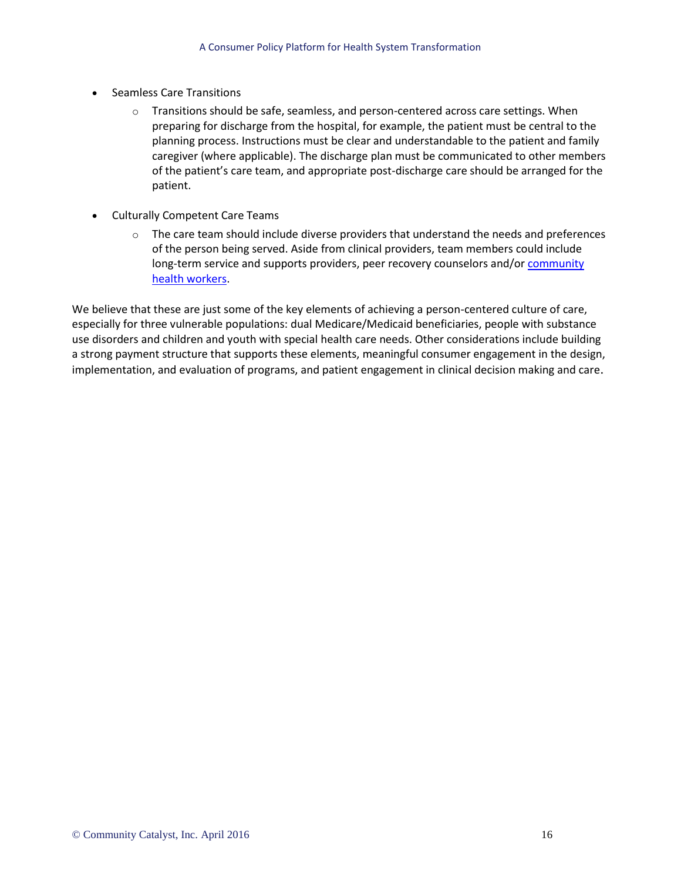- Seamless Care Transitions
    - Transitions should be safe, seamless, and person-centered across care settings. When preparing for discharge from the hospital, for example, the patient must be central to the planning process. Instructions must be clear and understandable to the patient and family caregiver (where applicable). The discharge plan must be communicated to other members of the patient's care team, and appropriate post-discharge care should be arranged for the patient.

- Culturally Competent Care Teams
    - The care team should include diverse providers that understand the needs and preferences of the person being served. Aside from clinical providers, team members could include long-term service and supports providers, peer recovery counselors and/or community health workers.

We believe that these are just some of the key elements of achieving a person-centered culture of care, especially for three vulnerable populations: dual Medicare/Medicaid beneficiaries, people with substance use disorders and children and youth with special health care needs. Other considerations include building a strong payment structure that supports these elements, meaningful consumer engagement in the design, implementation, and evaluation of programs, and patient engagement in clinical decision making and care.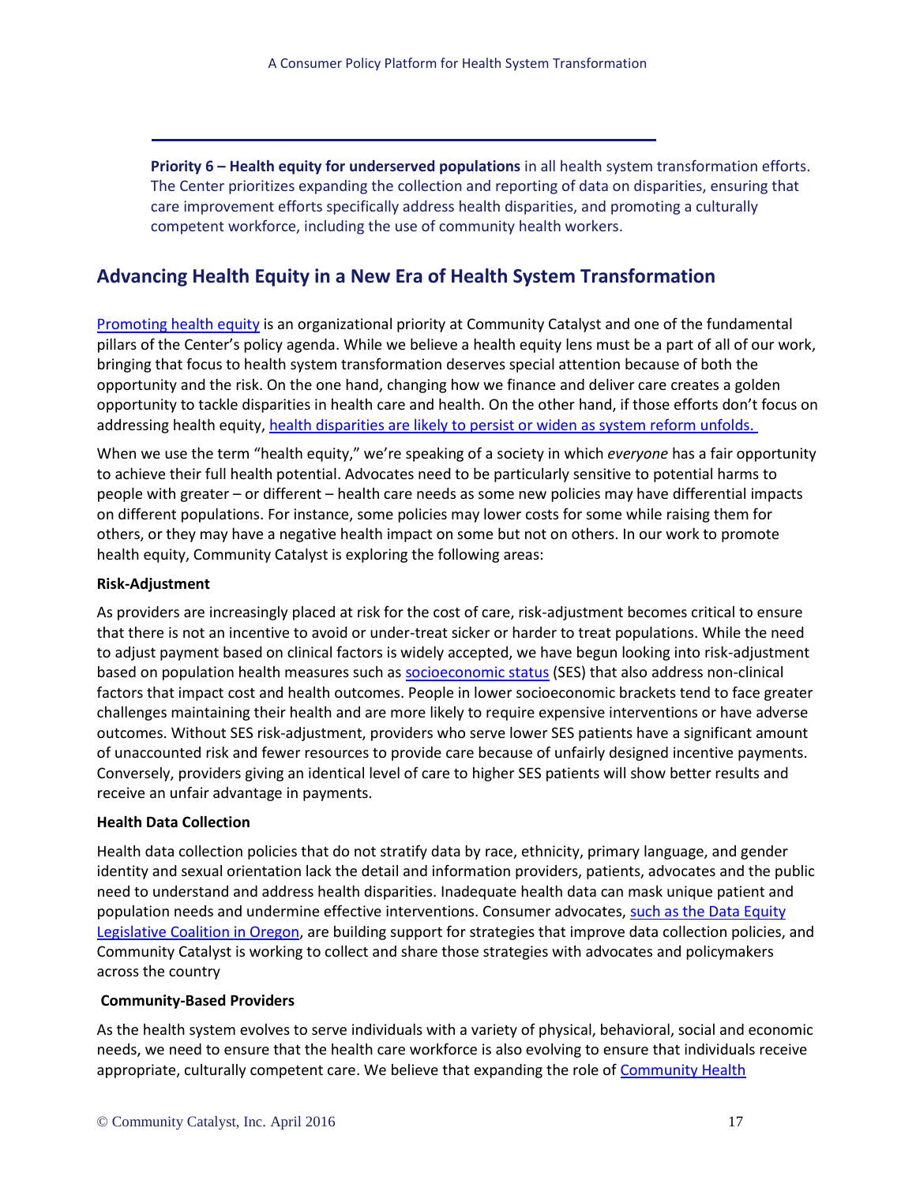**Priority 6 – Health equity for underserved populations** in all health system transformation efforts. The Center prioritizes expanding the collection and reporting of data on disparities, ensuring that care improvement efforts specifically address health disparities, and promoting a culturally competent workforce, including the use of community health workers.

## Advancing Health Equity in a New Era of Health System Transformation

Promoting health equity is an organizational priority at Community Catalyst and one of the fundamental pillars of the Center's policy agenda. While we believe a health equity lens must be a part of all of our work, bringing that focus to health system transformation deserves special attention because of both the opportunity and the risk. On the one hand, changing how we finance and deliver care creates a golden opportunity to tackle disparities in health care and health. On the other hand, if those efforts don't focus on addressing health equity, health disparities are likely to persist or widen as system reform unfolds.

When we use the term "health equity," we're speaking of a society in which *everyone* has a fair opportunity to achieve their full health potential. Advocates need to be particularly sensitive to potential harms to people with greater – or different – health care needs as some new policies may have differential impacts on different populations. For instance, some policies may lower costs for some while raising them for others, or they may have a negative health impact on some but not on others. In our work to promote health equity, Community Catalyst is exploring the following areas:

**Risk-Adjustment**

As providers are increasingly placed at risk for the cost of care, risk-adjustment becomes critical to ensure that there is not an incentive to avoid or under-treat sicker or harder to treat populations. While the need to adjust payment based on clinical factors is widely accepted, we have begun looking into risk-adjustment based on population health measures such as socioeconomic status (SES) that also address non-clinical factors that impact cost and health outcomes. People in lower socioeconomic brackets tend to face greater challenges maintaining their health and are more likely to require expensive interventions or have adverse outcomes. Without SES risk-adjustment, providers who serve lower SES patients have a significant amount of unaccounted risk and fewer resources to provide care because of unfairly designed incentive payments. Conversely, providers giving an identical level of care to higher SES patients will show better results and receive an unfair advantage in payments.

**Health Data Collection**

Health data collection policies that do not stratify data by race, ethnicity, primary language, and gender identity and sexual orientation lack the detail and information providers, patients, advocates and the public need to understand and address health disparities. Inadequate health data can mask unique patient and population needs and undermine effective interventions. Consumer advocates, such as the Data Equity Legislative Coalition in Oregon, are building support for strategies that improve data collection policies, and Community Catalyst is working to collect and share those strategies with advocates and policymakers across the country

**Community-Based Providers**

As the health system evolves to serve individuals with a variety of physical, behavioral, social and economic needs, we need to ensure that the health care workforce is also evolving to ensure that individuals receive appropriate, culturally competent care. We believe that expanding the role of Community Health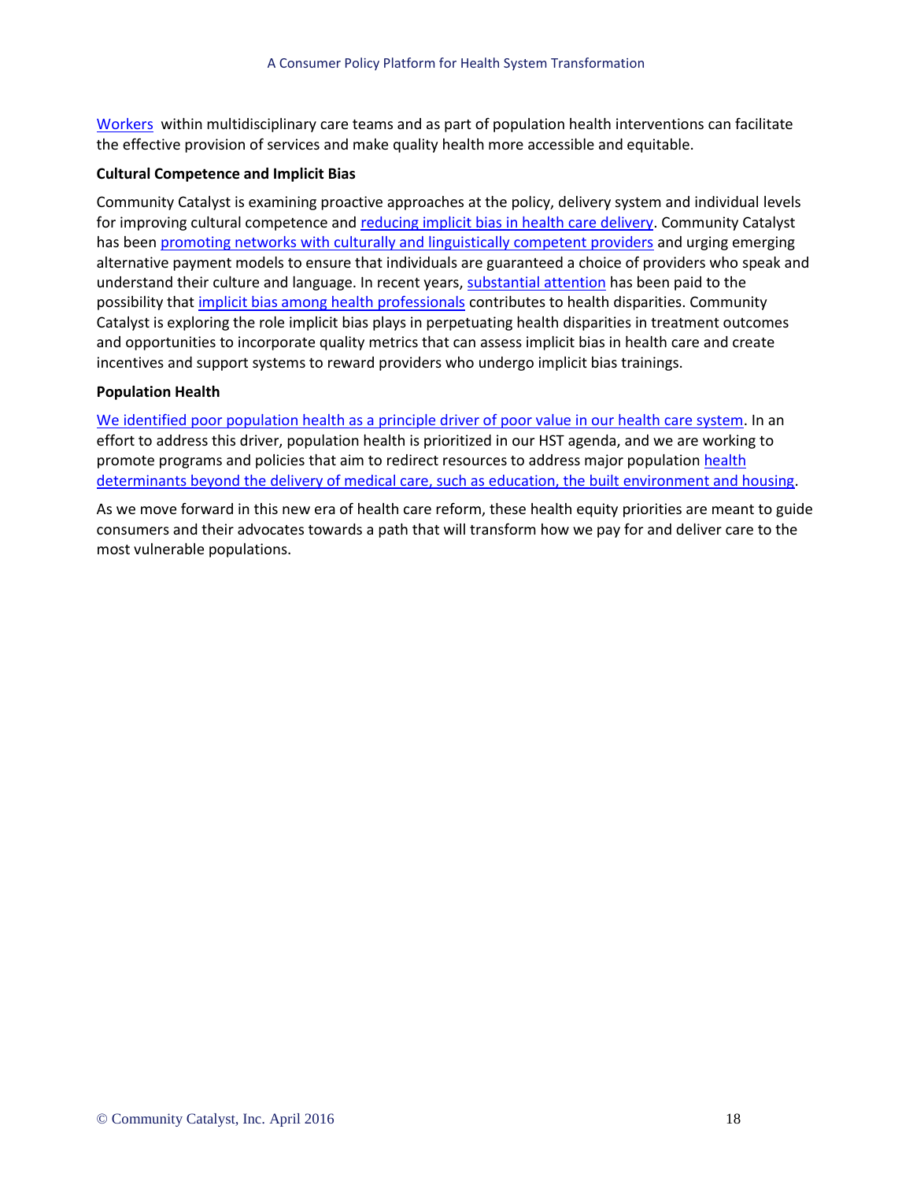Workers within multidisciplinary care teams and as part of population health interventions can facilitate the effective provision of services and make quality health more accessible and equitable.

**Cultural Competence and Implicit Bias**

Community Catalyst is examining proactive approaches at the policy, delivery system and individual levels for improving cultural competence and reducing implicit bias in health care delivery. Community Catalyst has been promoting networks with culturally and linguistically competent providers and urging emerging alternative payment models to ensure that individuals are guaranteed a choice of providers who speak and understand their culture and language. In recent years, substantial attention has been paid to the possibility that implicit bias among health professionals contributes to health disparities. Community Catalyst is exploring the role implicit bias plays in perpetuating health disparities in treatment outcomes and opportunities to incorporate quality metrics that can assess implicit bias in health care and create incentives and support systems to reward providers who undergo implicit bias trainings.

**Population Health**

We identified poor population health as a principle driver of poor value in our health care system. In an effort to address this driver, population health is prioritized in our HST agenda, and we are working to promote programs and policies that aim to redirect resources to address major population health determinants beyond the delivery of medical care, such as education, the built environment and housing.

As we move forward in this new era of health care reform, these health equity priorities are meant to guide consumers and their advocates towards a path that will transform how we pay for and deliver care to the most vulnerable populations.